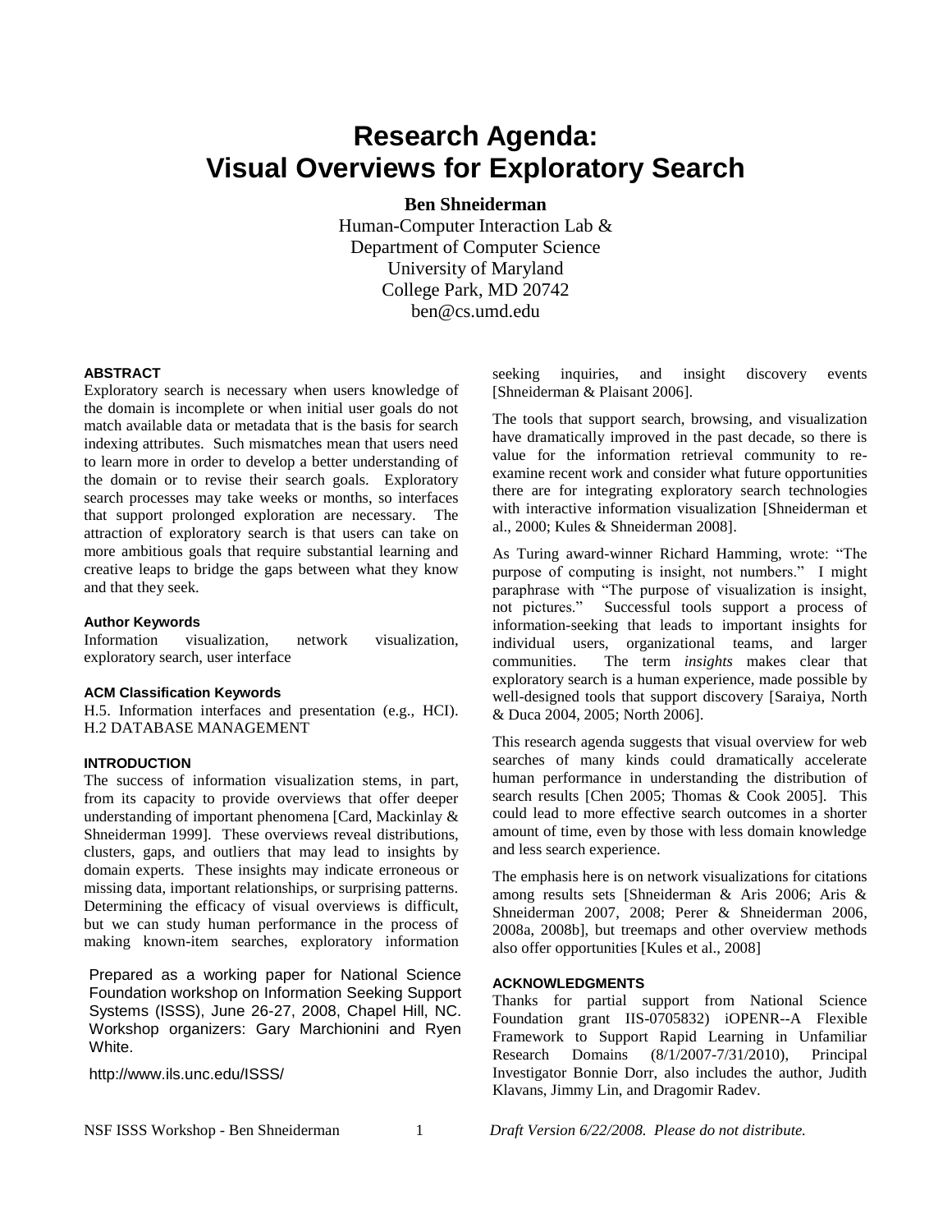# Research Agenda: Visual Overviews for Exploratory Search

**Ben Shneiderman**
Human-Computer Interaction Lab &
Department of Computer Science
University of Maryland
College Park, MD 20742
ben@cs.umd.edu

### ABSTRACT

Exploratory search is necessary when users knowledge of the domain is incomplete or when initial user goals do not match available data or metadata that is the basis for search indexing attributes. Such mismatches mean that users need to learn more in order to develop a better understanding of the domain or to revise their search goals. Exploratory search processes may take weeks or months, so interfaces that support prolonged exploration are necessary. The attraction of exploratory search is that users can take on more ambitious goals that require substantial learning and creative leaps to bridge the gaps between what they know and that they seek.

### Author Keywords

Information visualization, network visualization, exploratory search, user interface

### ACM Classification Keywords

H.5. Information interfaces and presentation (e.g., HCI). H.2 DATABASE MANAGEMENT

### INTRODUCTION

The success of information visualization stems, in part, from its capacity to provide overviews that offer deeper understanding of important phenomena [Card, Mackinlay & Shneiderman 1999]. These overviews reveal distributions, clusters, gaps, and outliers that may lead to insights by domain experts. These insights may indicate erroneous or missing data, important relationships, or surprising patterns. Determining the efficacy of visual overviews is difficult, but we can study human performance in the process of making known-item searches, exploratory information seeking inquiries, and insight discovery events [Shneiderman & Plaisant 2006].

The tools that support search, browsing, and visualization have dramatically improved in the past decade, so there is value for the information retrieval community to re-examine recent work and consider what future opportunities there are for integrating exploratory search technologies with interactive information visualization [Shneiderman et al., 2000; Kules & Shneiderman 2008].

As Turing award-winner Richard Hamming, wrote: "The purpose of computing is insight, not numbers." I might paraphrase with "The purpose of visualization is insight, not pictures." Successful tools support a process of information-seeking that leads to important insights for individual users, organizational teams, and larger communities. The term *insights* makes clear that exploratory search is a human experience, made possible by well-designed tools that support discovery [Saraiya, North & Duca 2004, 2005; North 2006].

This research agenda suggests that visual overview for web searches of many kinds could dramatically accelerate human performance in understanding the distribution of search results [Chen 2005; Thomas & Cook 2005]. This could lead to more effective search outcomes in a shorter amount of time, even by those with less domain knowledge and less search experience.

The emphasis here is on network visualizations for citations among results sets [Shneiderman & Aris 2006; Aris & Shneiderman 2007, 2008; Perer & Shneiderman 2006, 2008a, 2008b], but treemaps and other overview methods also offer opportunities [Kules et al., 2008]

### ACKNOWLEDGMENTS

Thanks for partial support from National Science Foundation grant IIS-0705832) iOPENR--A Flexible Framework to Support Rapid Learning in Unfamiliar Research Domains (8/1/2007-7/31/2010), Principal Investigator Bonnie Dorr, also includes the author, Judith Klavans, Jimmy Lin, and Dragomir Radev.

Prepared as a working paper for National Science Foundation workshop on Information Seeking Support Systems (ISSS), June 26-27, 2008, Chapel Hill, NC. Workshop organizers: Gary Marchionini and Ryen White.

http://www.ils.unc.edu/ISSS/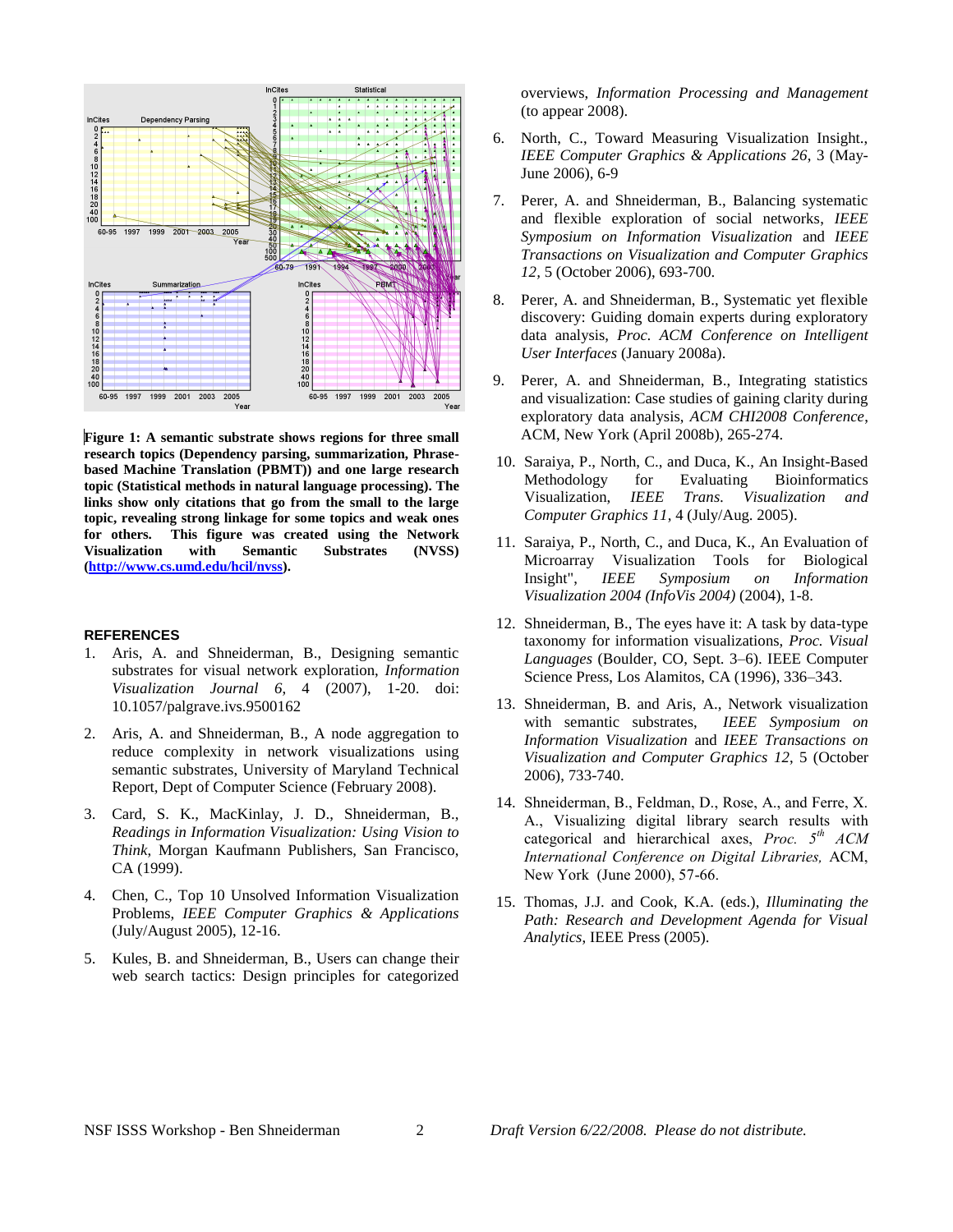InCites Statistical

InCites Dependency Parsing

60-95 1997 1999 2001 2003 2005
Year

60-79 1991 1994 1997 2000 2003
Year

InCites Summarization

60-95 1997 1999 2001 2003 2005
Year

InCites PBMT

60-95 1997 1999 2001 2003 2005
Year

**Figure 1: A semantic substrate shows regions for three small research topics (Dependency parsing, summarization, Phrase-based Machine Translation (PBMT)) and one large research topic (Statistical methods in natural language processing). The links show only citations that go from the small to the large topic, revealing strong linkage for some topics and weak ones for others. This figure was created using the Network Visualization with Semantic Substrates (NVSS) (http://www.cs.umd.edu/hcil/nvss).**

## REFERENCES

1. Aris, A. and Shneiderman, B., Designing semantic substrates for visual network exploration, *Information Visualization Journal 6*, 4 (2007), 1-20. doi: 10.1057/palgrave.ivs.9500162
2. Aris, A. and Shneiderman, B., A node aggregation to reduce complexity in network visualizations using semantic substrates, University of Maryland Technical Report, Dept of Computer Science (February 2008).
3. Card, S. K., MacKinlay, J. D., Shneiderman, B., *Readings in Information Visualization: Using Vision to Think*, Morgan Kaufmann Publishers, San Francisco, CA (1999).
4. Chen, C., Top 10 Unsolved Information Visualization Problems, *IEEE Computer Graphics & Applications* (July/August 2005), 12-16.
5. Kules, B. and Shneiderman, B., Users can change their web search tactics: Design principles for categorized overviews, *Information Processing and Management* (to appear 2008).
6. North, C., Toward Measuring Visualization Insight., *IEEE Computer Graphics & Applications 26*, 3 (May-June 2006), 6-9
7. Perer, A. and Shneiderman, B., Balancing systematic and flexible exploration of social networks, *IEEE Symposium on Information Visualization* and *IEEE Transactions on Visualization and Computer Graphics 12*, 5 (October 2006), 693-700.
8. Perer, A. and Shneiderman, B., Systematic yet flexible discovery: Guiding domain experts during exploratory data analysis, *Proc. ACM Conference on Intelligent User Interfaces* (January 2008a).
9. Perer, A. and Shneiderman, B., Integrating statistics and visualization: Case studies of gaining clarity during exploratory data analysis, *ACM CHI2008 Conference*, ACM, New York (April 2008b), 265-274.
10. Saraiya, P., North, C., and Duca, K., An Insight-Based Methodology for Evaluating Bioinformatics Visualization, *IEEE Trans. Visualization and Computer Graphics 11*, 4 (July/Aug. 2005).
11. Saraiya, P., North, C., and Duca, K., An Evaluation of Microarray Visualization Tools for Biological Insight", *IEEE Symposium on Information Visualization 2004 (InfoVis 2004)* (2004), 1-8.
12. Shneiderman, B., The eyes have it: A task by data-type taxonomy for information visualizations, *Proc. Visual Languages* (Boulder, CO, Sept. 3–6). IEEE Computer Science Press, Los Alamitos, CA (1996), 336–343.
13. Shneiderman, B. and Aris, A., Network visualization with semantic substrates, *IEEE Symposium on Information Visualization* and *IEEE Transactions on Visualization and Computer Graphics 12*, 5 (October 2006), 733-740.
14. Shneiderman, B., Feldman, D., Rose, A., and Ferre, X. A., Visualizing digital library search results with categorical and hierarchical axes, *Proc. 5th ACM International Conference on Digital Libraries,* ACM, New York (June 2000), 57-66.
15. Thomas, J.J. and Cook, K.A. (eds.), *Illuminating the Path: Research and Development Agenda for Visual Analytics*, IEEE Press (2005).